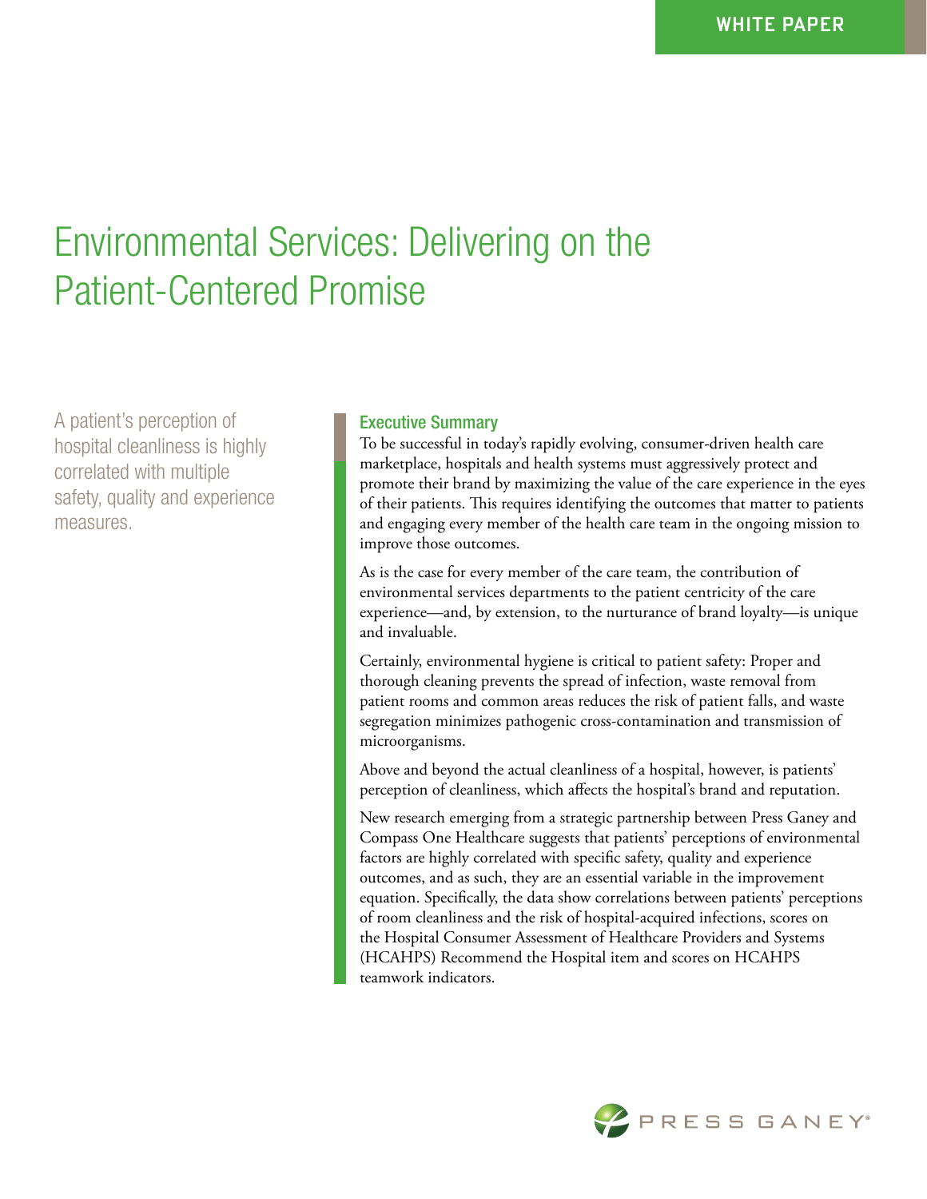WHITE PAPER

# Environmental Services: Delivering on the Patient-Centered Promise

A patient's perception of hospital cleanliness is highly correlated with multiple safety, quality and experience measures.

## Executive Summary

To be successful in today's rapidly evolving, consumer-driven health care marketplace, hospitals and health systems must aggressively protect and promote their brand by maximizing the value of the care experience in the eyes of their patients. This requires identifying the outcomes that matter to patients and engaging every member of the health care team in the ongoing mission to improve those outcomes.

As is the case for every member of the care team, the contribution of environmental services departments to the patient centricity of the care experience—and, by extension, to the nurturance of brand loyalty—is unique and invaluable.

Certainly, environmental hygiene is critical to patient safety: Proper and thorough cleaning prevents the spread of infection, waste removal from patient rooms and common areas reduces the risk of patient falls, and waste segregation minimizes pathogenic cross-contamination and transmission of microorganisms.

Above and beyond the actual cleanliness of a hospital, however, is patients' perception of cleanliness, which affects the hospital's brand and reputation.

New research emerging from a strategic partnership between Press Ganey and Compass One Healthcare suggests that patients' perceptions of environmental factors are highly correlated with specific safety, quality and experience outcomes, and as such, they are an essential variable in the improvement equation. Specifically, the data show correlations between patients' perceptions of room cleanliness and the risk of hospital-acquired infections, scores on the Hospital Consumer Assessment of Healthcare Providers and Systems (HCAHPS) Recommend the Hospital item and scores on HCAHPS teamwork indicators.

PRESS GANEY®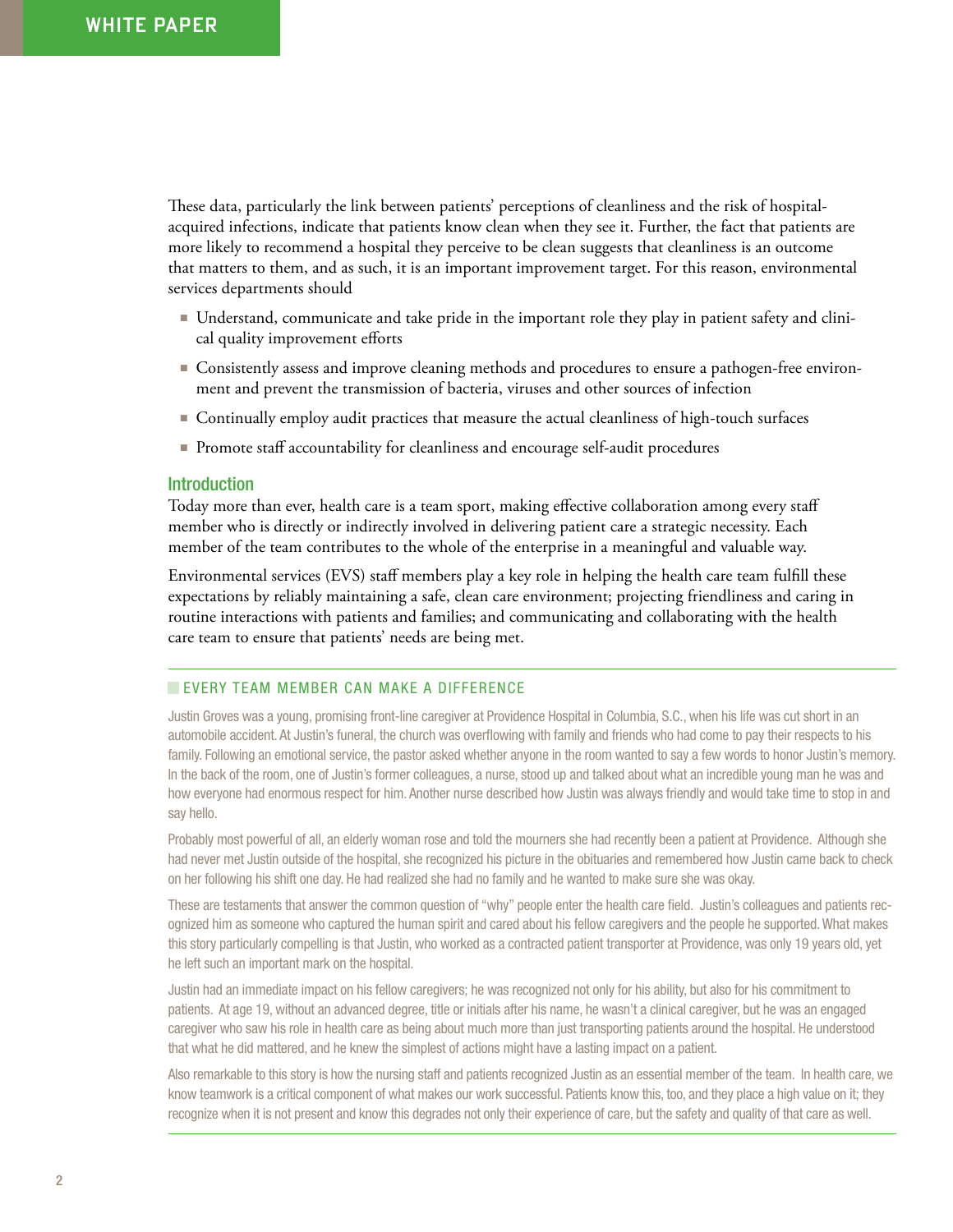These data, particularly the link between patients' perceptions of cleanliness and the risk of hospital-acquired infections, indicate that patients know clean when they see it. Further, the fact that patients are more likely to recommend a hospital they perceive to be clean suggests that cleanliness is an outcome that matters to them, and as such, it is an important improvement target. For this reason, environmental services departments should

- Understand, communicate and take pride in the important role they play in patient safety and clinical quality improvement efforts
- Consistently assess and improve cleaning methods and procedures to ensure a pathogen-free environment and prevent the transmission of bacteria, viruses and other sources of infection
- Continually employ audit practices that measure the actual cleanliness of high-touch surfaces
- Promote staff accountability for cleanliness and encourage self-audit procedures

## Introduction

Today more than ever, health care is a team sport, making effective collaboration among every staff member who is directly or indirectly involved in delivering patient care a strategic necessity. Each member of the team contributes to the whole of the enterprise in a meaningful and valuable way.

Environmental services (EVS) staff members play a key role in helping the health care team fulfill these expectations by reliably maintaining a safe, clean care environment; projecting friendliness and caring in routine interactions with patients and families; and communicating and collaborating with the health care team to ensure that patients' needs are being met.

### EVERY TEAM MEMBER CAN MAKE A DIFFERENCE

Justin Groves was a young, promising front-line caregiver at Providence Hospital in Columbia, S.C., when his life was cut short in an automobile accident. At Justin's funeral, the church was overflowing with family and friends who had come to pay their respects to his family. Following an emotional service, the pastor asked whether anyone in the room wanted to say a few words to honor Justin's memory. In the back of the room, one of Justin's former colleagues, a nurse, stood up and talked about what an incredible young man he was and how everyone had enormous respect for him. Another nurse described how Justin was always friendly and would take time to stop in and say hello.

Probably most powerful of all, an elderly woman rose and told the mourners she had recently been a patient at Providence. Although she had never met Justin outside of the hospital, she recognized his picture in the obituaries and remembered how Justin came back to check on her following his shift one day. He had realized she had no family and he wanted to make sure she was okay.

These are testaments that answer the common question of "why" people enter the health care field. Justin's colleagues and patients recognized him as someone who captured the human spirit and cared about his fellow caregivers and the people he supported. What makes this story particularly compelling is that Justin, who worked as a contracted patient transporter at Providence, was only 19 years old, yet he left such an important mark on the hospital.

Justin had an immediate impact on his fellow caregivers; he was recognized not only for his ability, but also for his commitment to patients. At age 19, without an advanced degree, title or initials after his name, he wasn't a clinical caregiver, but he was an engaged caregiver who saw his role in health care as being about much more than just transporting patients around the hospital. He understood that what he did mattered, and he knew the simplest of actions might have a lasting impact on a patient.

Also remarkable to this story is how the nursing staff and patients recognized Justin as an essential member of the team. In health care, we know teamwork is a critical component of what makes our work successful. Patients know this, too, and they place a high value on it; they recognize when it is not present and know this degrades not only their experience of care, but the safety and quality of that care as well.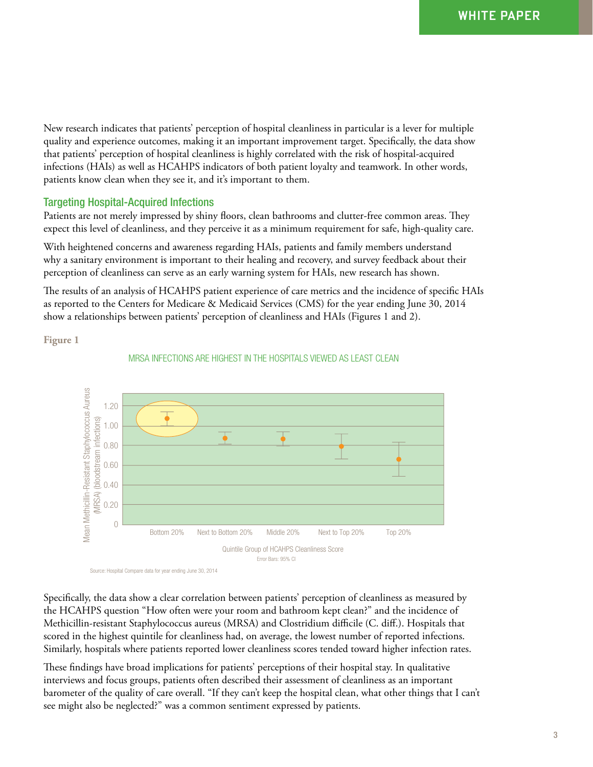New research indicates that patients' perception of hospital cleanliness in particular is a lever for multiple quality and experience outcomes, making it an important improvement target. Specifically, the data show that patients' perception of hospital cleanliness is highly correlated with the risk of hospital-acquired infections (HAIs) as well as HCAHPS indicators of both patient loyalty and teamwork. In other words, patients know clean when they see it, and it's important to them.

## Targeting Hospital-Acquired Infections

Patients are not merely impressed by shiny floors, clean bathrooms and clutter-free common areas. They expect this level of cleanliness, and they perceive it as a minimum requirement for safe, high-quality care.

With heightened concerns and awareness regarding HAIs, patients and family members understand why a sanitary environment is important to their healing and recovery, and survey feedback about their perception of cleanliness can serve as an early warning system for HAIs, new research has shown.

The results of an analysis of HCAHPS patient experience of care metrics and the incidence of specific HAIs as reported to the Centers for Medicare & Medicaid Services (CMS) for the year ending June 30, 2014 show a relationships between patients' perception of cleanliness and HAIs (Figures 1 and 2).

**Figure 1**

MRSA INFECTIONS ARE HIGHEST IN THE HOSPITALS VIEWED AS LEAST CLEAN

Mean Methicillin-Resistant Staphylococcus Aureus (MRSA) (bloodstream infections)

Quintile Group of HCAHPS Cleanliness Score: Bottom 20%, Next to Bottom 20%, Middle 20%, Next to Top 20%, Top 20%

Error Bars: 95% CI

Source: Hospital Compare data for year ending June 30, 2014

Specifically, the data show a clear correlation between patients' perception of cleanliness as measured by the HCAHPS question "How often were your room and bathroom kept clean?" and the incidence of Methicillin-resistant Staphylococcus aureus (MRSA) and Clostridium difficile (C. diff.). Hospitals that scored in the highest quintile for cleanliness had, on average, the lowest number of reported infections. Similarly, hospitals where patients reported lower cleanliness scores tended toward higher infection rates.

These findings have broad implications for patients' perceptions of their hospital stay. In qualitative interviews and focus groups, patients often described their assessment of cleanliness as an important barometer of the quality of care overall. "If they can't keep the hospital clean, what other things that I can't see might also be neglected?" was a common sentiment expressed by patients.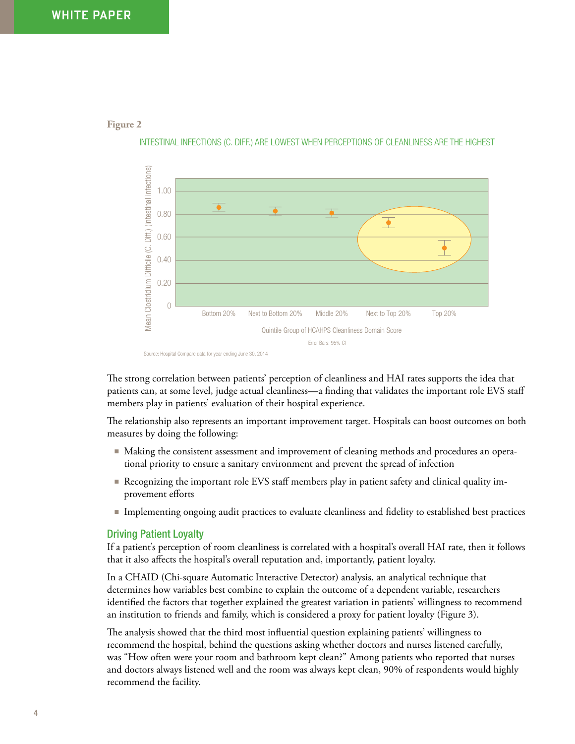**Figure 2**

INTESTINAL INFECTIONS (C. DIFF.) ARE LOWEST WHEN PERCEPTIONS OF CLEANLINESS ARE THE HIGHEST

Source: Hospital Compare data for year ending June 30, 2014

The strong correlation between patients' perception of cleanliness and HAI rates supports the idea that patients can, at some level, judge actual cleanliness—a finding that validates the important role EVS staff members play in patients' evaluation of their hospital experience.

The relationship also represents an important improvement target. Hospitals can boost outcomes on both measures by doing the following:

- Making the consistent assessment and improvement of cleaning methods and procedures an operational priority to ensure a sanitary environment and prevent the spread of infection
- Recognizing the important role EVS staff members play in patient safety and clinical quality improvement efforts
- Implementing ongoing audit practices to evaluate cleanliness and fidelity to established best practices

## Driving Patient Loyalty

If a patient's perception of room cleanliness is correlated with a hospital's overall HAI rate, then it follows that it also affects the hospital's overall reputation and, importantly, patient loyalty.

In a CHAID (Chi-square Automatic Interactive Detector) analysis, an analytical technique that determines how variables best combine to explain the outcome of a dependent variable, researchers identified the factors that together explained the greatest variation in patients' willingness to recommend an institution to friends and family, which is considered a proxy for patient loyalty (Figure 3).

The analysis showed that the third most influential question explaining patients' willingness to recommend the hospital, behind the questions asking whether doctors and nurses listened carefully, was "How often were your room and bathroom kept clean?" Among patients who reported that nurses and doctors always listened well and the room was always kept clean, 90% of respondents would highly recommend the facility.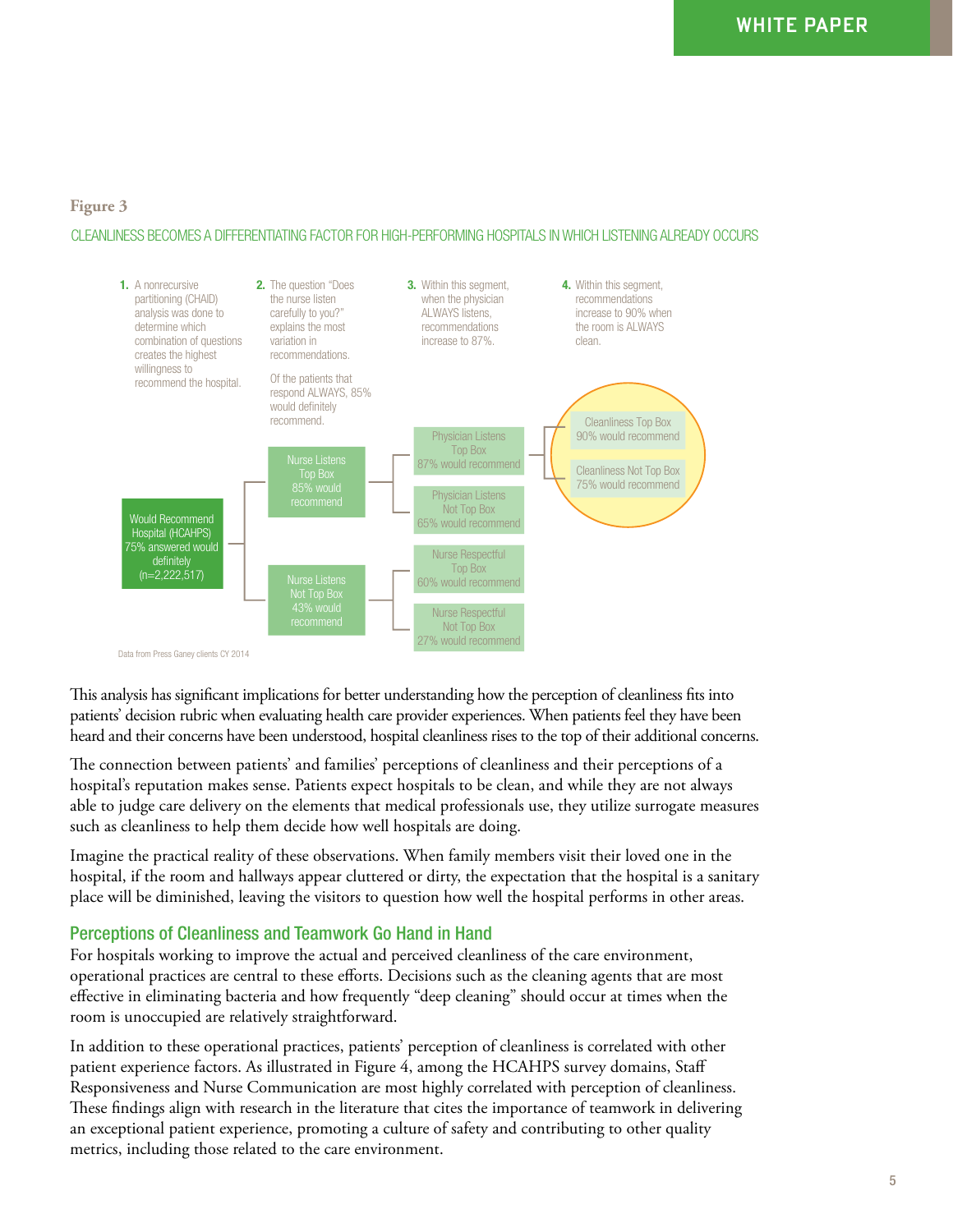**Figure 3**

CLEANLINESS BECOMES A DIFFERENTIATING FACTOR FOR HIGH-PERFORMING HOSPITALS IN WHICH LISTENING ALREADY OCCURS

1. A nonrecursive partitioning (CHAID) analysis was done to determine which combination of questions creates the highest willingness to recommend the hospital.

2. The question "Does the nurse listen carefully to you?" explains the most variation in recommendations.

   Of the patients that respond ALWAYS, 85% would definitely recommend.

3. Within this segment, when the physician ALWAYS listens, recommendations increase to 87%.

4. Within this segment, recommendations increase to 90% when the room is ALWAYS clean.

Would Recommend Hospital (HCAHPS) 75% answered would definitely (n=2,222,517)

- Nurse Listens Top Box 85% would recommend
  - Physician Listens Top Box 87% would recommend
    - Cleanliness Top Box 90% would recommend
    - Cleanliness Not Top Box 75% would recommend
  - Physician Listens Not Top Box 65% would recommend
- Nurse Listens Not Top Box 43% would recommend
  - Nurse Respectful Top Box 60% would recommend
  - Nurse Respectful Not Top Box 27% would recommend

Data from Press Ganey clients CY 2014

This analysis has significant implications for better understanding how the perception of cleanliness fits into patients' decision rubric when evaluating health care provider experiences. When patients feel they have been heard and their concerns have been understood, hospital cleanliness rises to the top of their additional concerns.

The connection between patients' and families' perceptions of cleanliness and their perceptions of a hospital's reputation makes sense. Patients expect hospitals to be clean, and while they are not always able to judge care delivery on the elements that medical professionals use, they utilize surrogate measures such as cleanliness to help them decide how well hospitals are doing.

Imagine the practical reality of these observations. When family members visit their loved one in the hospital, if the room and hallways appear cluttered or dirty, the expectation that the hospital is a sanitary place will be diminished, leaving the visitors to question how well the hospital performs in other areas.

## Perceptions of Cleanliness and Teamwork Go Hand in Hand

For hospitals working to improve the actual and perceived cleanliness of the care environment, operational practices are central to these efforts. Decisions such as the cleaning agents that are most effective in eliminating bacteria and how frequently "deep cleaning" should occur at times when the room is unoccupied are relatively straightforward.

In addition to these operational practices, patients' perception of cleanliness is correlated with other patient experience factors. As illustrated in Figure 4, among the HCAHPS survey domains, Staff Responsiveness and Nurse Communication are most highly correlated with perception of cleanliness. These findings align with research in the literature that cites the importance of teamwork in delivering an exceptional patient experience, promoting a culture of safety and contributing to other quality metrics, including those related to the care environment.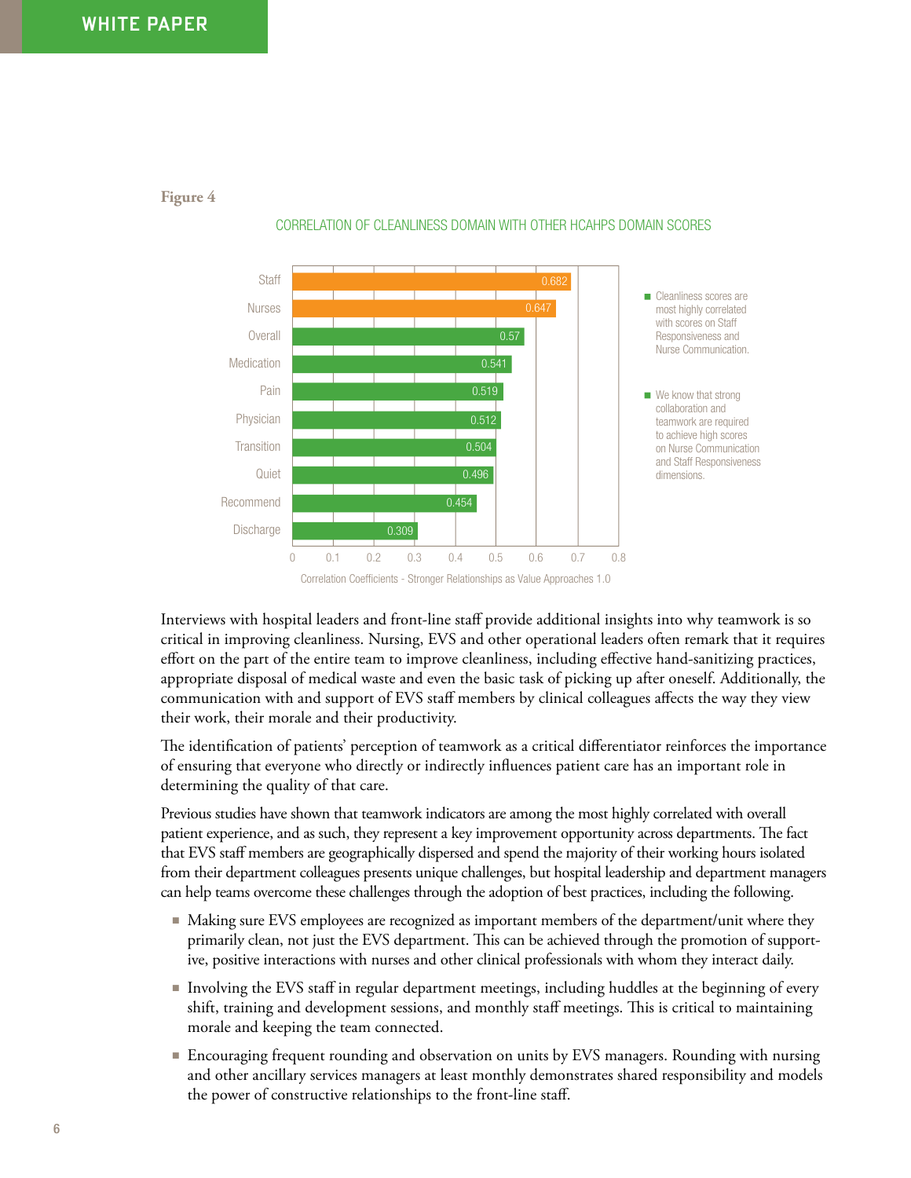**Figure 4**

CORRELATION OF CLEANLINESS DOMAIN WITH OTHER HCAHPS DOMAIN SCORES

| Domain | Correlation Coefficient |
|---|---|
| Staff | 0.682 |
| Nurses | 0.647 |
| Overall | 0.57 |
| Medication | 0.541 |
| Pain | 0.519 |
| Physician | 0.512 |
| Transition | 0.504 |
| Quiet | 0.496 |
| Recommend | 0.454 |
| Discharge | 0.309 |

Correlation Coefficients - Stronger Relationships as Value Approaches 1.0

- Cleanliness scores are most highly correlated with scores on Staff Responsiveness and Nurse Communication.
- We know that strong collaboration and teamwork are required to achieve high scores on Nurse Communication and Staff Responsiveness dimensions.

Interviews with hospital leaders and front-line staff provide additional insights into why teamwork is so critical in improving cleanliness. Nursing, EVS and other operational leaders often remark that it requires effort on the part of the entire team to improve cleanliness, including effective hand-sanitizing practices, appropriate disposal of medical waste and even the basic task of picking up after oneself. Additionally, the communication with and support of EVS staff members by clinical colleagues affects the way they view their work, their morale and their productivity.

The identification of patients' perception of teamwork as a critical differentiator reinforces the importance of ensuring that everyone who directly or indirectly influences patient care has an important role in determining the quality of that care.

Previous studies have shown that teamwork indicators are among the most highly correlated with overall patient experience, and as such, they represent a key improvement opportunity across departments. The fact that EVS staff members are geographically dispersed and spend the majority of their working hours isolated from their department colleagues presents unique challenges, but hospital leadership and department managers can help teams overcome these challenges through the adoption of best practices, including the following.

- Making sure EVS employees are recognized as important members of the department/unit where they primarily clean, not just the EVS department. This can be achieved through the promotion of supportive, positive interactions with nurses and other clinical professionals with whom they interact daily.
- Involving the EVS staff in regular department meetings, including huddles at the beginning of every shift, training and development sessions, and monthly staff meetings. This is critical to maintaining morale and keeping the team connected.
- Encouraging frequent rounding and observation on units by EVS managers. Rounding with nursing and other ancillary services managers at least monthly demonstrates shared responsibility and models the power of constructive relationships to the front-line staff.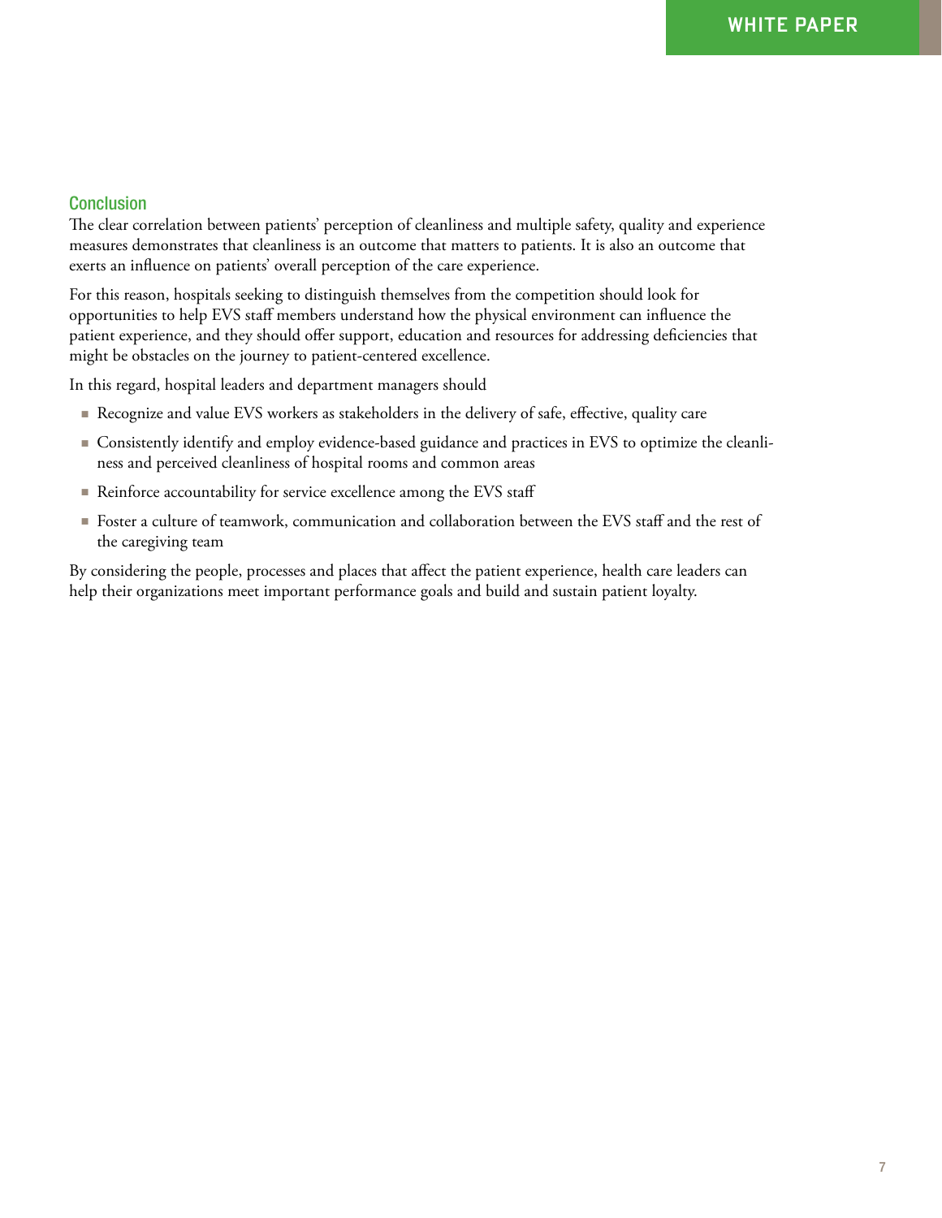## Conclusion

The clear correlation between patients' perception of cleanliness and multiple safety, quality and experience measures demonstrates that cleanliness is an outcome that matters to patients. It is also an outcome that exerts an influence on patients' overall perception of the care experience.

For this reason, hospitals seeking to distinguish themselves from the competition should look for opportunities to help EVS staff members understand how the physical environment can influence the patient experience, and they should offer support, education and resources for addressing deficiencies that might be obstacles on the journey to patient-centered excellence.

In this regard, hospital leaders and department managers should

- Recognize and value EVS workers as stakeholders in the delivery of safe, effective, quality care
- Consistently identify and employ evidence-based guidance and practices in EVS to optimize the cleanliness and perceived cleanliness of hospital rooms and common areas
- Reinforce accountability for service excellence among the EVS staff
- Foster a culture of teamwork, communication and collaboration between the EVS staff and the rest of the caregiving team

By considering the people, processes and places that affect the patient experience, health care leaders can help their organizations meet important performance goals and build and sustain patient loyalty.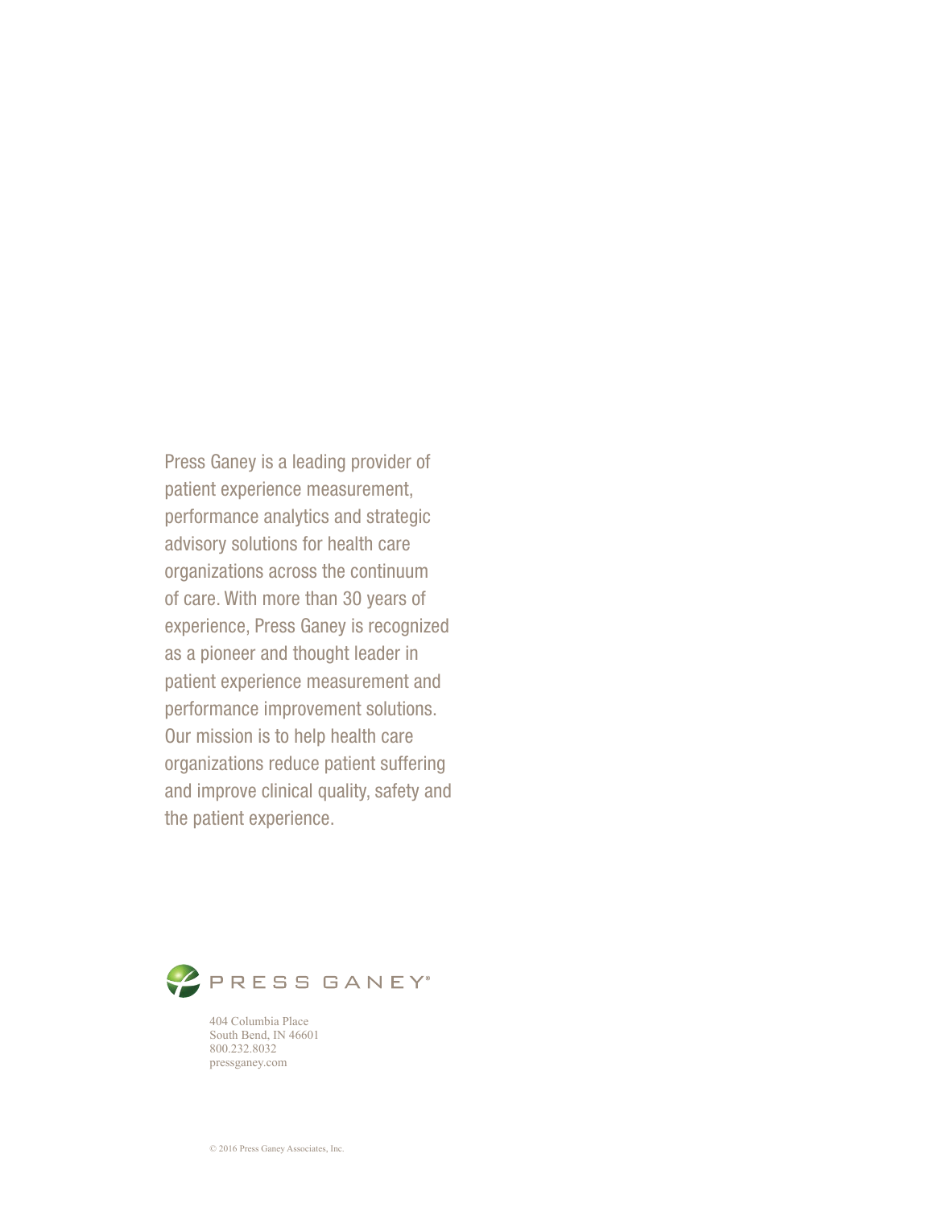Press Ganey is a leading provider of patient experience measurement, performance analytics and strategic advisory solutions for health care organizations across the continuum of care. With more than 30 years of experience, Press Ganey is recognized as a pioneer and thought leader in patient experience measurement and performance improvement solutions. Our mission is to help health care organizations reduce patient suffering and improve clinical quality, safety and the patient experience.

PRESS GANEY®

404 Columbia Place
South Bend, IN 46601
800.232.8032
pressganey.com

© 2016 Press Ganey Associates, Inc.